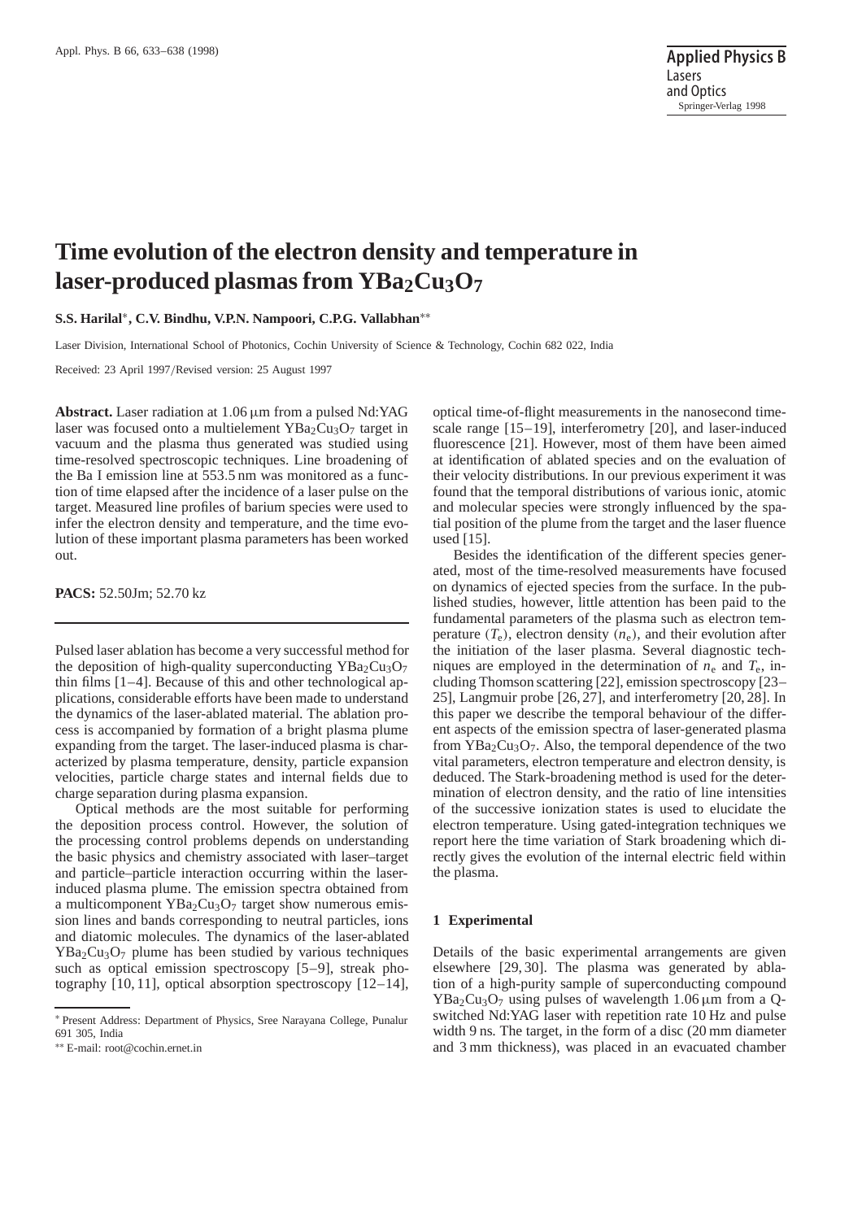# Time evolution of the electron density and temperature in laser-produced plasmas from $YBa_2Cu_3O_7$

**S.S. Harilal***, **C.V. Bindhu, V.P.N. Nampoori, C.P.G. Vallabhan****

Laser Division, International School of Photonics, Cochin University of Science & Technology, Cochin 682 022, India

Received: 23 April 1997/Revised version: 25 August 1997

**Abstract.** Laser radiation at 1.06 μm from a pulsed Nd:YAG laser was focused onto a multielement $YBa_2Cu_3O_7$ target in vacuum and the plasma thus generated was studied using time-resolved spectroscopic techniques. Line broadening of the Ba I emission line at 553.5 nm was monitored as a function of time elapsed after the incidence of a laser pulse on the target. Measured line profiles of barium species were used to infer the electron density and temperature, and the time evolution of these important plasma parameters has been worked out.

**PACS:** 52.50Jm; 52.70 kz

Pulsed laser ablation has become a very successful method for the deposition of high-quality superconducting $YBa_2Cu_3O_7$ thin films [1–4]. Because of this and other technological applications, considerable efforts have been made to understand the dynamics of the laser-ablated material. The ablation process is accompanied by formation of a bright plasma plume expanding from the target. The laser-induced plasma is characterized by plasma temperature, density, particle expansion velocities, particle charge states and internal fields due to charge separation during plasma expansion.

Optical methods are the most suitable for performing the deposition process control. However, the solution of the processing control problems depends on understanding the basic physics and chemistry associated with laser–target and particle–particle interaction occurring within the laser-induced plasma plume. The emission spectra obtained from a multicomponent $YBa_2Cu_3O_7$ target show numerous emission lines and bands corresponding to neutral particles, ions and diatomic molecules. The dynamics of the laser-ablated $YBa_2Cu_3O_7$ plume has been studied by various techniques such as optical emission spectroscopy [5–9], streak photography [10, 11], optical absorption spectroscopy [12–14], optical time-of-flight measurements in the nanosecond time-scale range [15–19], interferometry [20], and laser-induced fluorescence [21]. However, most of them have been aimed at identification of ablated species and on the evaluation of their velocity distributions. In our previous experiment it was found that the temporal distributions of various ionic, atomic and molecular species were strongly influenced by the spatial position of the plume from the target and the laser fluence used [15].

Besides the identification of the different species generated, most of the time-resolved measurements have focused on dynamics of ejected species from the surface. In the published studies, however, little attention has been paid to the fundamental parameters of the plasma such as electron temperature ($T_e$), electron density ($n_e$), and their evolution after the initiation of the laser plasma. Several diagnostic techniques are employed in the determination of $n_e$ and $T_e$, including Thomson scattering [22], emission spectroscopy [23–25], Langmuir probe [26, 27], and interferometry [20, 28]. In this paper we describe the temporal behaviour of the different aspects of the emission spectra of laser-generated plasma from $YBa_2Cu_3O_7$. Also, the temporal dependence of the two vital parameters, electron temperature and electron density, is deduced. The Stark-broadening method is used for the determination of electron density, and the ratio of line intensities of the successive ionization states is used to elucidate the electron temperature. Using gated-integration techniques we report here the time variation of Stark broadening which directly gives the evolution of the internal electric field within the plasma.

## 1 Experimental

Details of the basic experimental arrangements are given elsewhere [29, 30]. The plasma was generated by ablation of a high-purity sample of superconducting compound $YBa_2Cu_3O_7$ using pulses of wavelength 1.06 μm from a Q-switched Nd:YAG laser with repetition rate 10 Hz and pulse width 9 ns. The target, in the form of a disc (20 mm diameter and 3 mm thickness), was placed in an evacuated chamber

---

\* Present Address: Department of Physics, Sree Narayana College, Punalur 691 305, India

\*\* E-mail: root@cochin.ernet.in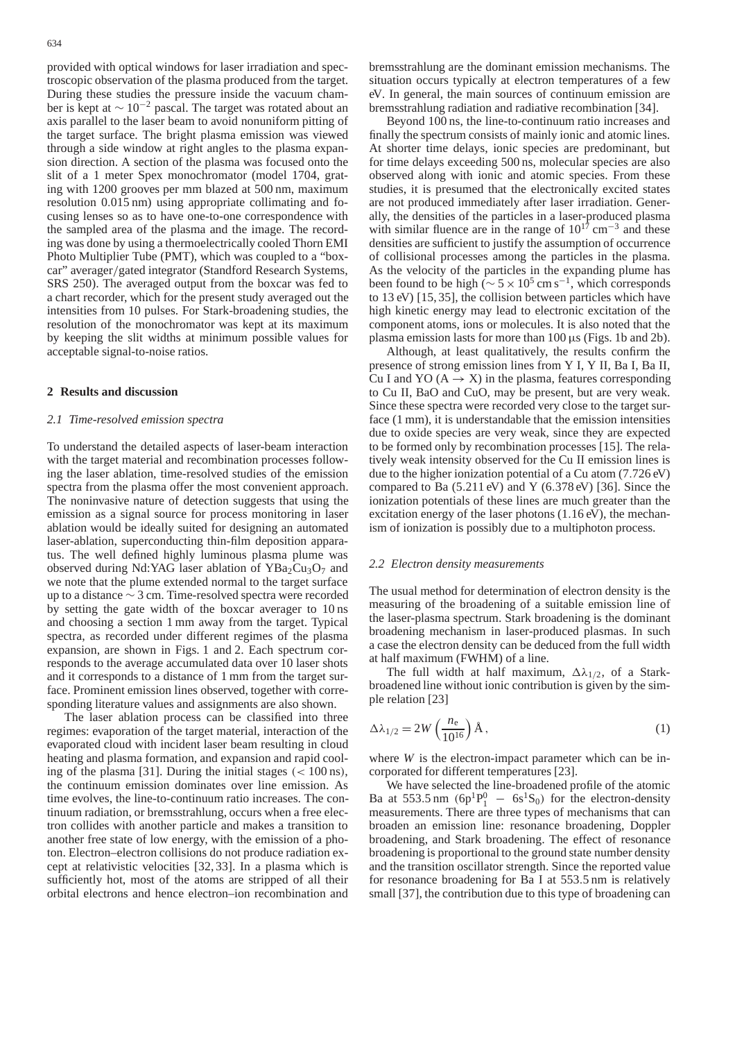provided with optical windows for laser irradiation and spectroscopic observation of the plasma produced from the target. During these studies the pressure inside the vacuum chamber is kept at $\sim 10^{-2}$ pascal. The target was rotated about an axis parallel to the laser beam to avoid nonuniform pitting of the target surface. The bright plasma emission was viewed through a side window at right angles to the plasma expansion direction. A section of the plasma was focused onto the slit of a 1 meter Spex monochromator (model 1704, grating with 1200 grooves per mm blazed at 500 nm, maximum resolution 0.015 nm) using appropriate collimating and focusing lenses so as to have one-to-one correspondence with the sampled area of the plasma and the image. The recording was done by using a thermoelectrically cooled Thorn EMI Photo Multiplier Tube (PMT), which was coupled to a "boxcar" averager/gated integrator (Standford Research Systems, SRS 250). The averaged output from the boxcar was fed to a chart recorder, which for the present study averaged out the intensities from 10 pulses. For Stark-broadening studies, the resolution of the monochromator was kept at its maximum by keeping the slit widths at minimum possible values for acceptable signal-to-noise ratios.

## 2 Results and discussion

### 2.1 Time-resolved emission spectra

To understand the detailed aspects of laser-beam interaction with the target material and recombination processes following the laser ablation, time-resolved studies of the emission spectra from the plasma offer the most convenient approach. The noninvasive nature of detection suggests that using the emission as a signal source for process monitoring in laser ablation would be ideally suited for designing an automated laser-ablation, superconducting thin-film deposition apparatus. The well defined highly luminous plasma plume was observed during Nd:YAG laser ablation of $YBa_2Cu_3O_7$ and we note that the plume extended normal to the target surface up to a distance $\sim 3$ cm. Time-resolved spectra were recorded by setting the gate width of the boxcar averager to 10 ns and choosing a section 1 mm away from the target. Typical spectra, as recorded under different regimes of the plasma expansion, are shown in Figs. 1 and 2. Each spectrum corresponds to the average accumulated data over 10 laser shots and it corresponds to a distance of 1 mm from the target surface. Prominent emission lines observed, together with corresponding literature values and assignments are also shown.

The laser ablation process can be classified into three regimes: evaporation of the target material, interaction of the evaporated cloud with incident laser beam resulting in cloud heating and plasma formation, and expansion and rapid cooling of the plasma [31]. During the initial stages ($< 100$ ns), the continuum emission dominates over line emission. As time evolves, the line-to-continuum ratio increases. The continuum radiation, or bremsstrahlung, occurs when a free electron collides with another particle and makes a transition to another free state of low energy, with the emission of a photon. Electron–electron collisions do not produce radiation except at relativistic velocities [32, 33]. In a plasma which is sufficiently hot, most of the atoms are stripped of all their orbital electrons and hence electron–ion recombination and bremsstrahlung are the dominant emission mechanisms. The situation occurs typically at electron temperatures of a few eV. In general, the main sources of continuum emission are bremsstrahlung radiation and radiative recombination [34].

Beyond 100 ns, the line-to-continuum ratio increases and finally the spectrum consists of mainly ionic and atomic lines. At shorter time delays, ionic species are predominant, but for time delays exceeding 500 ns, molecular species are also observed along with ionic and atomic species. From these studies, it is presumed that the electronically excited states are not produced immediately after laser irradiation. Generally, the densities of the particles in a laser-produced plasma with similar fluence are in the range of $10^{17}\,\mathrm{cm^{-3}}$ and these densities are sufficient to justify the assumption of occurrence of collisional processes among the particles in the plasma. As the velocity of the particles in the expanding plume has been found to be high ($\sim 5\times10^{5}\,\mathrm{cm\,s^{-1}}$, which corresponds to 13 eV) [15, 35], the collision between particles which have high kinetic energy may lead to electronic excitation of the component atoms, ions or molecules. It is also noted that the plasma emission lasts for more than 100 μs (Figs. 1b and 2b).

Although, at least qualitatively, the results confirm the presence of strong emission lines from Y I, Y II, Ba I, Ba II, Cu I and YO ($A \rightarrow X$) in the plasma, features corresponding to Cu II, BaO and CuO, may be present, but are very weak. Since these spectra were recorded very close to the target surface (1 mm), it is understandable that the emission intensities due to oxide species are very weak, since they are expected to be formed only by recombination processes [15]. The relatively weak intensity observed for the Cu II emission lines is due to the higher ionization potential of a Cu atom (7.726 eV) compared to Ba (5.211 eV) and Y (6.378 eV) [36]. Since the ionization potentials of these lines are much greater than the excitation energy of the laser photons (1.16 eV), the mechanism of ionization is possibly due to a multiphoton process.

### 2.2 Electron density measurements

The usual method for determination of electron density is the measuring of the broadening of a suitable emission line of the laser-plasma spectrum. Stark broadening is the dominant broadening mechanism in laser-produced plasmas. In such a case the electron density can be deduced from the full width at half maximum (FWHM) of a line.

The full width at half maximum, $\Delta\lambda_{1/2}$, of a Stark-broadened line without ionic contribution is given by the simple relation [23]

$$\Delta\lambda_{1/2} = 2W\left(\frac{n_e}{10^{16}}\right)\text{Å}\,, \tag{1}$$

where $W$ is the electron-impact parameter which can be incorporated for different temperatures [23].

We have selected the line-broadened profile of the atomic Ba at 553.5 nm ($6p^1P^0_1 - 6s^1S_0$) for the electron-density measurements. There are three types of mechanisms that can broaden an emission line: resonance broadening, Doppler broadening, and Stark broadening. The effect of resonance broadening is proportional to the ground state number density and the transition oscillator strength. Since the reported value for resonance broadening for Ba I at 553.5 nm is relatively small [37], the contribution due to this type of broadening can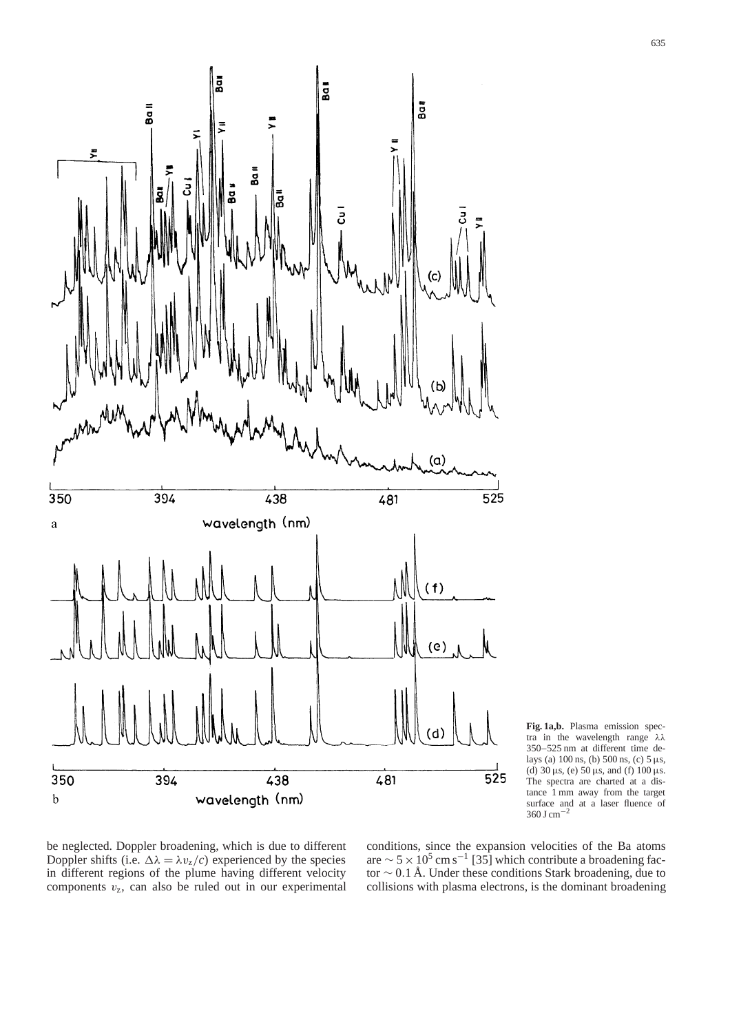**Fig. 1a,b.** Plasma emission spectra in the wavelength range $\lambda\lambda$ 350–525 nm at different time delays (a) 100 ns, (b) 500 ns, (c) 5 µs, (d) 30 µs, (e) 50 µs, and (f) 100 µs. The spectra are charted at a distance 1 mm away from the target surface and at a laser fluence of 360 J cm$^{-2}$

be neglected. Doppler broadening, which is due to different Doppler shifts (i.e. $\Delta\lambda = \lambda v_z/c$) experienced by the species in different regions of the plume having different velocity components $v_z$, can also be ruled out in our experimental conditions, since the expansion velocities of the Ba atoms are $\sim 5 \times 10^5$ cm s$^{-1}$ [35] which contribute a broadening factor $\sim 0.1$ Å. Under these conditions Stark broadening, due to collisions with plasma electrons, is the dominant broadening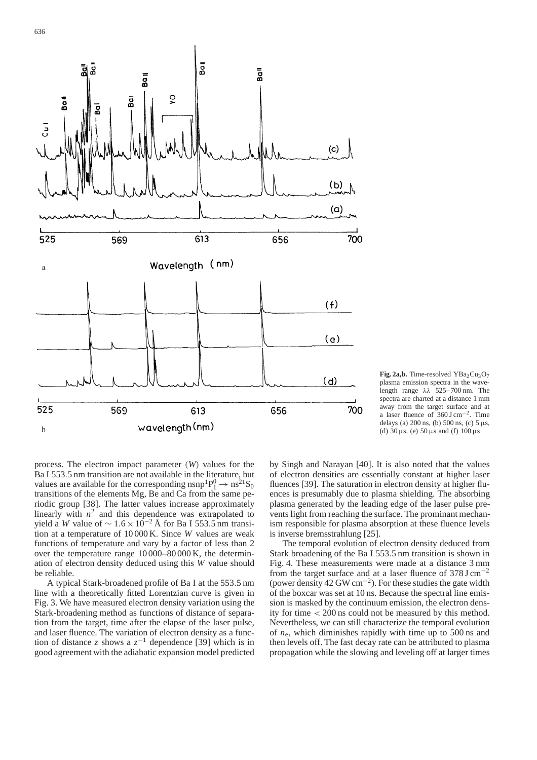**Fig. 2a,b.** Time-resolved $YBa_2Cu_3O_7$ plasma emission spectra in the wavelength range λλ 525–700 nm. The spectra are charted at a distance 1 mm away from the target surface and at a laser fluence of 360 J cm$^{-2}$. Time delays (a) 200 ns, (b) 500 ns, (c) 5 μs, (d) 30 μs, (e) 50 μs and (f) 100 μs

process. The electron impact parameter ($W$) values for the Ba I 553.5 nm transition are not available in the literature, but values are available for the corresponding nsnp$^1P_1^0 \rightarrow$ ns$^{21}S_0$ transitions of the elements Mg, Be and Ca from the same periodic group [38]. The latter values increase approximately linearly with $n^2$ and this dependence was extrapolated to yield a $W$ value of $\sim 1.6 \times 10^{-2}$ Å for Ba I 553.5 nm transition at a temperature of 10 000 K. Since $W$ values are weak functions of temperature and vary by a factor of less than 2 over the temperature range 10 000–80 000 K, the determination of electron density deduced using this $W$ value should be reliable.

A typical Stark-broadened profile of Ba I at the 553.5 nm line with a theoretically fitted Lorentzian curve is given in Fig. 3. We have measured electron density variation using the Stark-broadening method as functions of distance of separation from the target, time after the elapse of the laser pulse, and laser fluence. The variation of electron density as a function of distance $z$ shows a $z^{-1}$ dependence [39] which is in good agreement with the adiabatic expansion model predicted by Singh and Narayan [40]. It is also noted that the values of electron densities are essentially constant at higher laser fluences [39]. The saturation in electron density at higher fluences is presumably due to plasma shielding. The absorbing plasma generated by the leading edge of the laser pulse prevents light from reaching the surface. The prominant mechanism responsible for plasma absorption at these fluence levels is inverse bremsstrahlung [25].

The temporal evolution of electron density deduced from Stark broadening of the Ba I 553.5 nm transition is shown in Fig. 4. These measurements were made at a distance 3 mm from the target surface and at a laser fluence of 378 J cm$^{-2}$ (power density 42 GW cm$^{-2}$). For these studies the gate width of the boxcar was set at 10 ns. Because the spectral line emission is masked by the continuum emission, the electron density for time $< 200$ ns could not be measured by this method. Nevertheless, we can still characterize the temporal evolution of $n_e$, which diminishes rapidly with time up to 500 ns and then levels off. The fast decay rate can be attributed to plasma propagation while the slowing and leveling off at larger times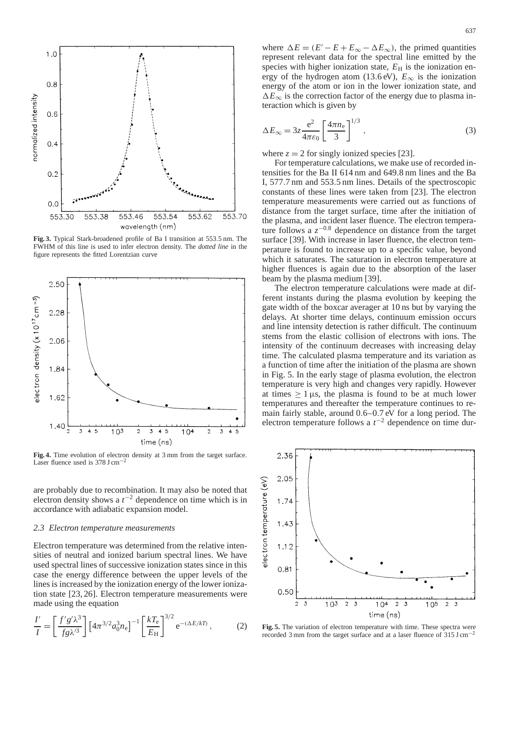**Fig. 3.** Typical Stark-broadened profile of Ba I transition at 553.5 nm. The FWHM of this line is used to infer electron density. The *dotted line* in the figure represents the fitted Lorentzian curve

**Fig. 4.** Time evolution of electron density at 3 mm from the target surface. Laser fluence used is 378 J cm$^{-2}$

are probably due to recombination. It may also be noted that electron density shows a $t^{-2}$ dependence on time which is in accordance with adiabatic expansion model.

### 2.3 Electron temperature measurements

Electron temperature was determined from the relative intensities of neutral and ionized barium spectral lines. We have used spectral lines of successive ionization states since in this case the energy difference between the upper levels of the lines is increased by the ionization energy of the lower ionization state [23, 26]. Electron temperature measurements were made using the equation

$$\frac{I'}{I} = \left[\frac{f'g'\lambda^3}{fg\lambda'^3}\right]\left[4\pi^{3/2}a_0^3 n_e\right]^{-1}\left[\frac{kT_e}{E_H}\right]^{3/2} e^{-(\Delta E/kT)}, \qquad (2)$$

where $\Delta E = (E' - E + E_\infty - \Delta E_\infty)$, the primed quantities represent relevant data for the spectral line emitted by the species with higher ionization state, $E_H$ is the ionization energy of the hydrogen atom (13.6 eV), $E_\infty$ is the ionization energy of the atom or ion in the lower ionization state, and $\Delta E_\infty$ is the correction factor of the energy due to plasma interaction which is given by

$$\Delta E_\infty = 3z\frac{e^2}{4\pi\varepsilon_0}\left[\frac{4\pi n_e}{3}\right]^{1/3}, \qquad (3)$$

where $z = 2$ for singly ionized species [23].

For temperature calculations, we make use of recorded intensities for the Ba II 614 nm and 649.8 nm lines and the Ba I, 577.7 nm and 553.5 nm lines. Details of the spectroscopic constants of these lines were taken from [23]. The electron temperature measurements were carried out as functions of distance from the target surface, time after the initiation of the plasma, and incident laser fluence. The electron temperature follows a $z^{-0.8}$ dependence on distance from the target surface [39]. With increase in laser fluence, the electron temperature is found to increase up to a specific value, beyond which it saturates. The saturation in electron temperature at higher fluences is again due to the absorption of the laser beam by the plasma medium [39].

The electron temperature calculations were made at different instants during the plasma evolution by keeping the gate width of the boxcar averager at 10 ns but by varying the delays. At shorter time delays, continuum emission occurs and line intensity detection is rather difficult. The continuum stems from the elastic collision of electrons with ions. The intensity of the continuum decreases with increasing delay time. The calculated plasma temperature and its variation as a function of time after the initiation of the plasma are shown in Fig. 5. In the early stage of plasma evolution, the electron temperature is very high and changes very rapidly. However at times $\geq 1$ μs, the plasma is found to be at much lower temperatures and thereafter the temperature continues to remain fairly stable, around 0.6–0.7 eV for a long period. The electron temperature follows a $t^{-2}$ dependence on time dur-

**Fig. 5.** The variation of electron temperature with time. These spectra were recorded 3 mm from the target surface and at a laser fluence of 315 J cm$^{-2}$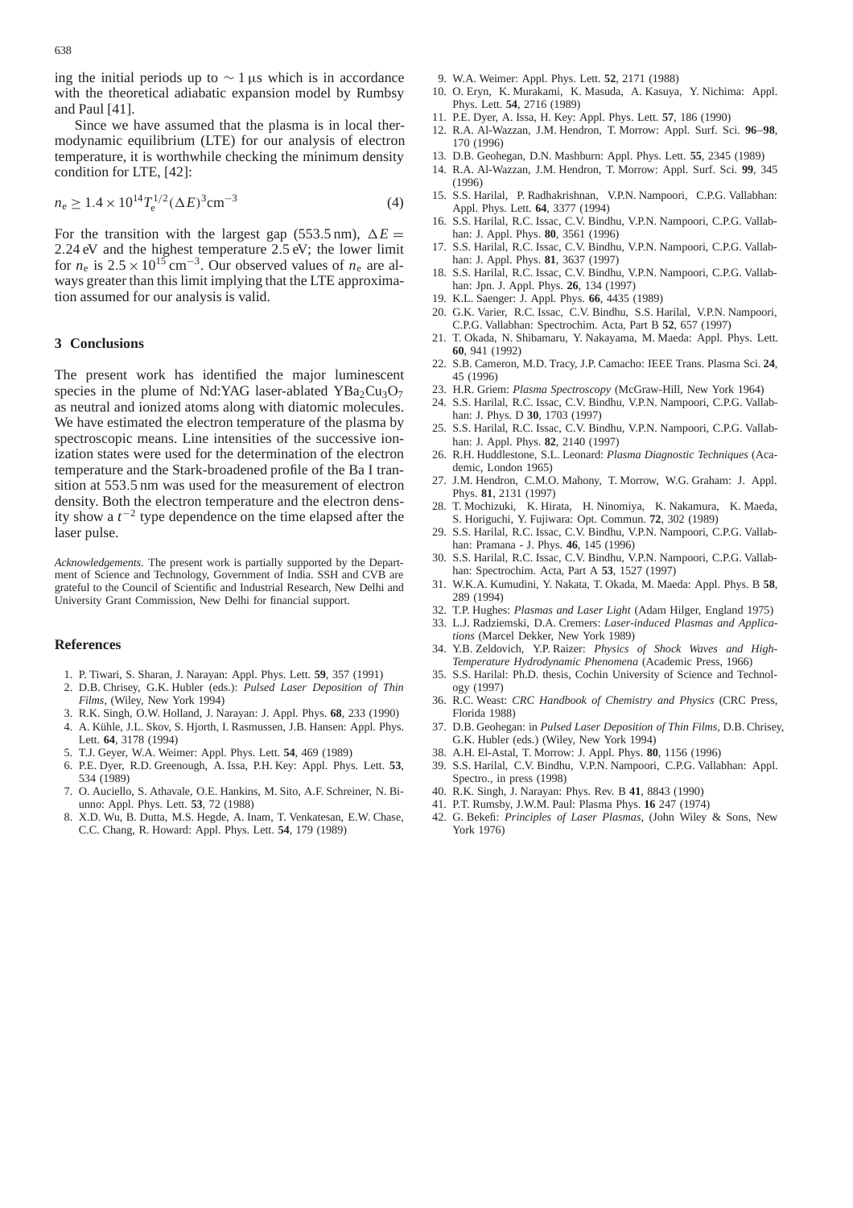ing the initial periods up to $\sim 1\,\mu$s which is in accordance with the theoretical adiabatic expansion model by Rumbsy and Paul [41].

Since we have assumed that the plasma is in local thermodynamic equilibrium (LTE) for our analysis of electron temperature, it is worthwhile checking the minimum density condition for LTE, [42]:

$$n_e \geq 1.4 \times 10^{14} T_e^{1/2} (\Delta E)^3 \text{cm}^{-3} \quad (4)$$

For the transition with the largest gap (553.5 nm), $\Delta E = 2.24$ eV and the highest temperature 2.5 eV; the lower limit for $n_e$ is $2.5 \times 10^{15}\,\text{cm}^{-3}$. Our observed values of $n_e$ are always greater than this limit implying that the LTE approximation assumed for our analysis is valid.

## 3 Conclusions

The present work has identified the major luminescent species in the plume of Nd:YAG laser-ablated $YBa_2Cu_3O_7$ as neutral and ionized atoms along with diatomic molecules. We have estimated the electron temperature of the plasma by spectroscopic means. Line intensities of the successive ionization states were used for the determination of the electron temperature and the Stark-broadened profile of the Ba I transition at 553.5 nm was used for the measurement of electron density. Both the electron temperature and the electron density show a $t^{-2}$ type dependence on the time elapsed after the laser pulse.

*Acknowledgements.* The present work is partially supported by the Department of Science and Technology, Government of India. SSH and CVB are grateful to the Council of Scientific and Industrial Research, New Delhi and University Grant Commission, New Delhi for financial support.

## References

1. P. Tiwari, S. Sharan, J. Narayan: Appl. Phys. Lett. **59**, 357 (1991)
2. D.B. Chrisey, G.K. Hubler (eds.): *Pulsed Laser Deposition of Thin Films*, (Wiley, New York 1994)
3. R.K. Singh, O.W. Holland, J. Narayan: J. Appl. Phys. **68**, 233 (1990)
4. A. Kühle, J.L. Skov, S. Hjorth, I. Rasmussen, J.B. Hansen: Appl. Phys. Lett. **64**, 3178 (1994)
5. T.J. Geyer, W.A. Weimer: Appl. Phys. Lett. **54**, 469 (1989)
6. P.E. Dyer, R.D. Greenough, A. Issa, P.H. Key: Appl. Phys. Lett. **53**, 534 (1989)
7. O. Auciello, S. Athavale, O.E. Hankins, M. Sito, A.F. Schreiner, N. Biunno: Appl. Phys. Lett. **53**, 72 (1988)
8. X.D. Wu, B. Dutta, M.S. Hegde, A. Inam, T. Venkatesan, E.W. Chase, C.C. Chang, R. Howard: Appl. Phys. Lett. **54**, 179 (1989)
9. W.A. Weimer: Appl. Phys. Lett. **52**, 2171 (1988)
10. O. Eryn, K. Murakami, K. Masuda, A. Kasuya, Y. Nichima: Appl. Phys. Lett. **54**, 2716 (1989)
11. P.E. Dyer, A. Issa, H. Key: Appl. Phys. Lett. **57**, 186 (1990)
12. R.A. Al-Wazzan, J.M. Hendron, T. Morrow: Appl. Surf. Sci. **96–98**, 170 (1996)
13. D.B. Geohegan, D.N. Mashburn: Appl. Phys. Lett. **55**, 2345 (1989)
14. R.A. Al-Wazzan, J.M. Hendron, T. Morrow: Appl. Surf. Sci. **99**, 345 (1996)
15. S.S. Harilal, P. Radhakrishnan, V.P.N. Nampoori, C.P.G. Vallabhan: Appl. Phys. Lett. **64**, 3377 (1994)
16. S.S. Harilal, R.C. Issac, C.V. Bindhu, V.P.N. Nampoori, C.P.G. Vallabhan: J. Appl. Phys. **80**, 3561 (1996)
17. S.S. Harilal, R.C. Issac, C.V. Bindhu, V.P.N. Nampoori, C.P.G. Vallabhan: J. Appl. Phys. **81**, 3637 (1997)
18. S.S. Harilal, R.C. Issac, C.V. Bindhu, V.P.N. Nampoori, C.P.G. Vallabhan: Jpn. J. Appl. Phys. **26**, 134 (1997)
19. K.L. Saenger: J. Appl. Phys. **66**, 4435 (1989)
20. G.K. Varier, R.C. Issac, C.V. Bindhu, S.S. Harilal, V.P.N. Nampoori, C.P.G. Vallabhan: Spectrochim. Acta, Part B **52**, 657 (1997)
21. T. Okada, N. Shibamaru, Y. Nakayama, M. Maeda: Appl. Phys. Lett. **60**, 941 (1992)
22. S.B. Cameron, M.D. Tracy, J.P. Camacho: IEEE Trans. Plasma Sci. **24**, 45 (1996)
23. H.R. Griem: *Plasma Spectroscopy* (McGraw-Hill, New York 1964)
24. S.S. Harilal, R.C. Issac, C.V. Bindhu, V.P.N. Nampoori, C.P.G. Vallabhan: J. Phys. D **30**, 1703 (1997)
25. S.S. Harilal, R.C. Issac, C.V. Bindhu, V.P.N. Nampoori, C.P.G. Vallabhan: J. Appl. Phys. **82**, 2140 (1997)
26. R.H. Huddlestone, S.L. Leonard: *Plasma Diagnostic Techniques* (Academic, London 1965)
27. J.M. Hendron, C.M.O. Mahony, T. Morrow, W.G. Graham: J. Appl. Phys. **81**, 2131 (1997)
28. T. Mochizuki, K. Hirata, H. Ninomiya, K. Nakamura, K. Maeda, S. Horiguchi, Y. Fujiwara: Opt. Commun. **72**, 302 (1989)
29. S.S. Harilal, R.C. Issac, C.V. Bindhu, V.P.N. Nampoori, C.P.G. Vallabhan: Pramana - J. Phys. **46**, 145 (1996)
30. S.S. Harilal, R.C. Issac, C.V. Bindhu, V.P.N. Nampoori, C.P.G. Vallabhan: Spectrochim. Acta, Part A **53**, 1527 (1997)
31. W.K.A. Kumudini, Y. Nakata, T. Okada, M. Maeda: Appl. Phys. B **58**, 289 (1994)
32. T.P. Hughes: *Plasmas and Laser Light* (Adam Hilger, England 1975)
33. L.J. Radziemski, D.A. Cremers: *Laser-induced Plasmas and Applications* (Marcel Dekker, New York 1989)
34. Y.B. Zeldovich, Y.P. Raizer: *Physics of Shock Waves and High-Temperature Hydrodynamic Phenomena* (Academic Press, 1966)
35. S.S. Harilal: Ph.D. thesis, Cochin University of Science and Technology (1997)
36. R.C. Weast: *CRC Handbook of Chemistry and Physics* (CRC Press, Florida 1988)
37. D.B. Geohegan: in *Pulsed Laser Deposition of Thin Films*, D.B. Chrisey, G.K. Hubler (eds.) (Wiley, New York 1994)
38. A.H. El-Astal, T. Morrow: J. Appl. Phys. **80**, 1156 (1996)
39. S.S. Harilal, C.V. Bindhu, V.P.N. Nampoori, C.P.G. Vallabhan: Appl. Spectro., in press (1998)
40. R.K. Singh, J. Narayan: Phys. Rev. B **41**, 8843 (1990)
41. P.T. Rumsby, J.W.M. Paul: Plasma Phys. **16** 247 (1974)
42. G. Bekefi: *Principles of Laser Plasmas*, (John Wiley & Sons, New York 1976)